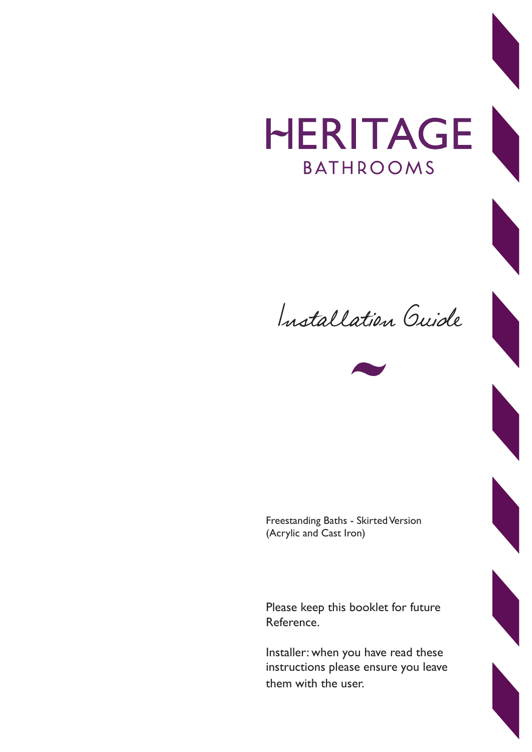# HERITAGE

## BATHROOMS

*Installation Guide*

Freestanding Baths - Skirted Version
(Acrylic and Cast Iron)

Please keep this booklet for future Reference.

Installer: when you have read these instructions please ensure you leave them with the user.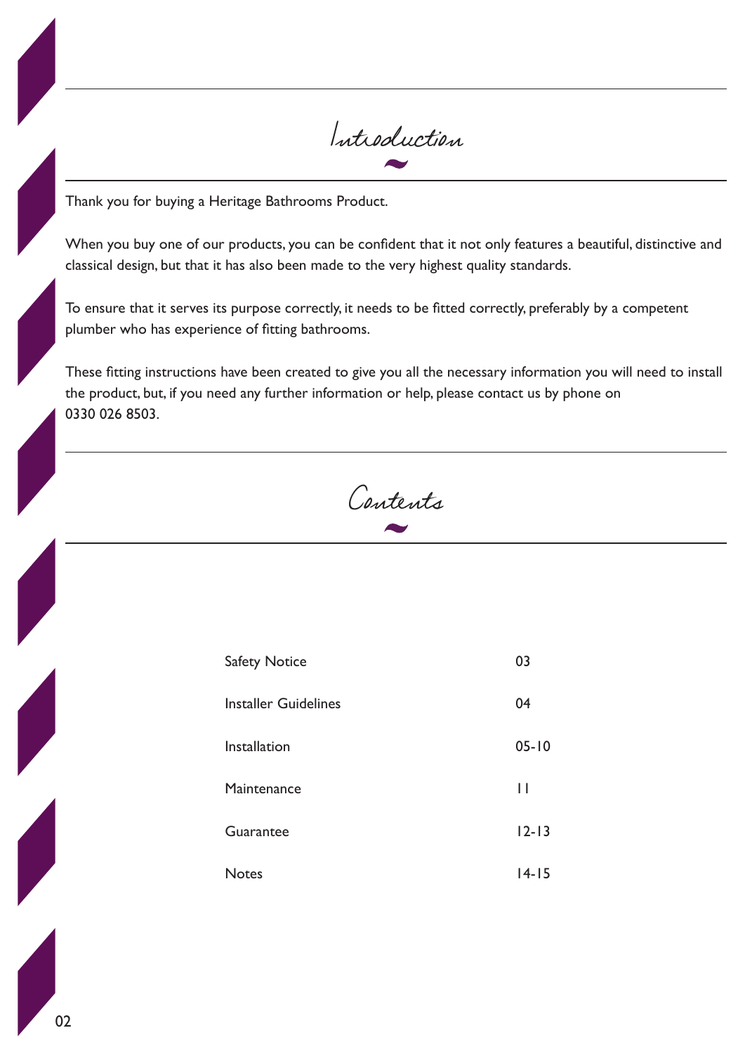# Introduction

Thank you for buying a Heritage Bathrooms Product.

When you buy one of our products, you can be confident that it not only features a beautiful, distinctive and classical design, but that it has also been made to the very highest quality standards.

To ensure that it serves its purpose correctly, it needs to be fitted correctly, preferably by a competent plumber who has experience of fitting bathrooms.

These fitting instructions have been created to give you all the necessary information you will need to install the product, but, if you need any further information or help, please contact us by phone on 0330 026 8503.

# Contents

| | |
|---|---|
| Safety Notice | 03 |
| Installer Guidelines | 04 |
| Installation | 05-10 |
| Maintenance | 11 |
| Guarantee | 12-13 |
| Notes | 14-15 |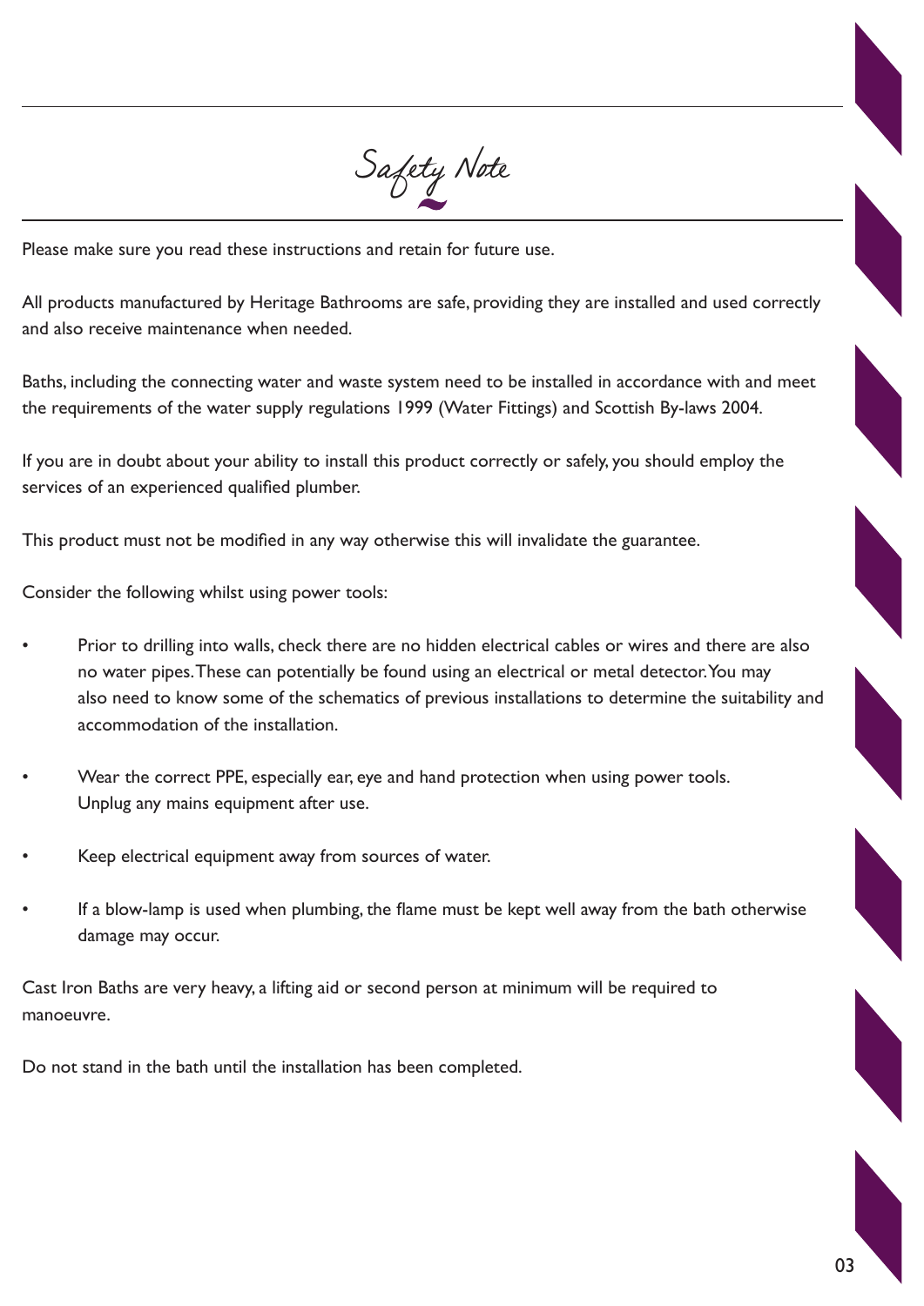# Safety Note

Please make sure you read these instructions and retain for future use.

All products manufactured by Heritage Bathrooms are safe, providing they are installed and used correctly and also receive maintenance when needed.

Baths, including the connecting water and waste system need to be installed in accordance with and meet the requirements of the water supply regulations 1999 (Water Fittings) and Scottish By-laws 2004.

If you are in doubt about your ability to install this product correctly or safely, you should employ the services of an experienced qualified plumber.

This product must not be modified in any way otherwise this will invalidate the guarantee.

Consider the following whilst using power tools:

- Prior to drilling into walls, check there are no hidden electrical cables or wires and there are also no water pipes. These can potentially be found using an electrical or metal detector. You may also need to know some of the schematics of previous installations to determine the suitability and accommodation of the installation.
- Wear the correct PPE, especially ear, eye and hand protection when using power tools. Unplug any mains equipment after use.
- Keep electrical equipment away from sources of water.
- If a blow-lamp is used when plumbing, the flame must be kept well away from the bath otherwise damage may occur.

Cast Iron Baths are very heavy, a lifting aid or second person at minimum will be required to manoeuvre.

Do not stand in the bath until the installation has been completed.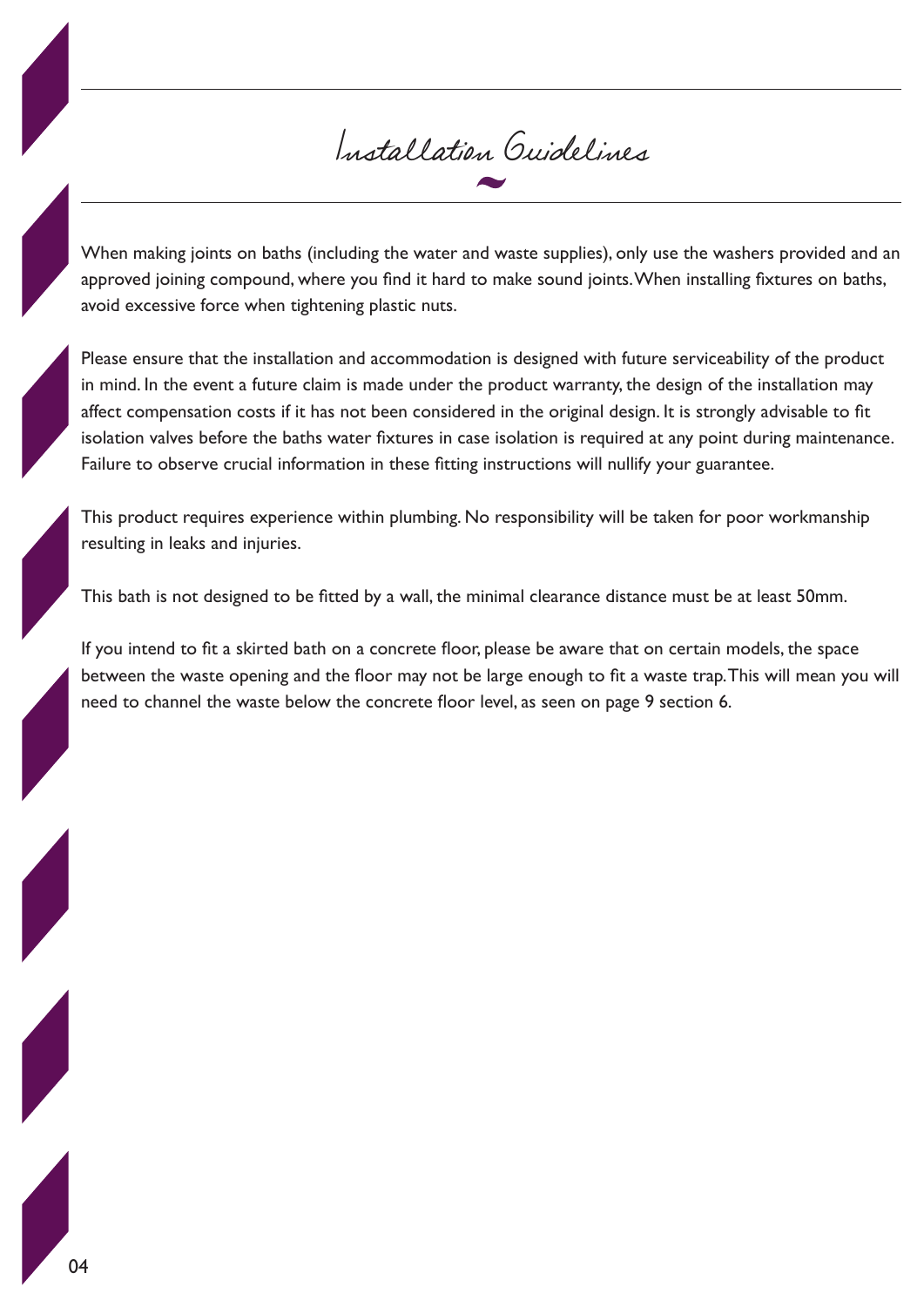# Installation Guidelines

When making joints on baths (including the water and waste supplies), only use the washers provided and an approved joining compound, where you find it hard to make sound joints. When installing fixtures on baths, avoid excessive force when tightening plastic nuts.

Please ensure that the installation and accommodation is designed with future serviceability of the product in mind. In the event a future claim is made under the product warranty, the design of the installation may affect compensation costs if it has not been considered in the original design. It is strongly advisable to fit isolation valves before the baths water fixtures in case isolation is required at any point during maintenance. Failure to observe crucial information in these fitting instructions will nullify your guarantee.

This product requires experience within plumbing. No responsibility will be taken for poor workmanship resulting in leaks and injuries.

This bath is not designed to be fitted by a wall, the minimal clearance distance must be at least 50mm.

If you intend to fit a skirted bath on a concrete floor, please be aware that on certain models, the space between the waste opening and the floor may not be large enough to fit a waste trap. This will mean you will need to channel the waste below the concrete floor level, as seen on page 9 section 6.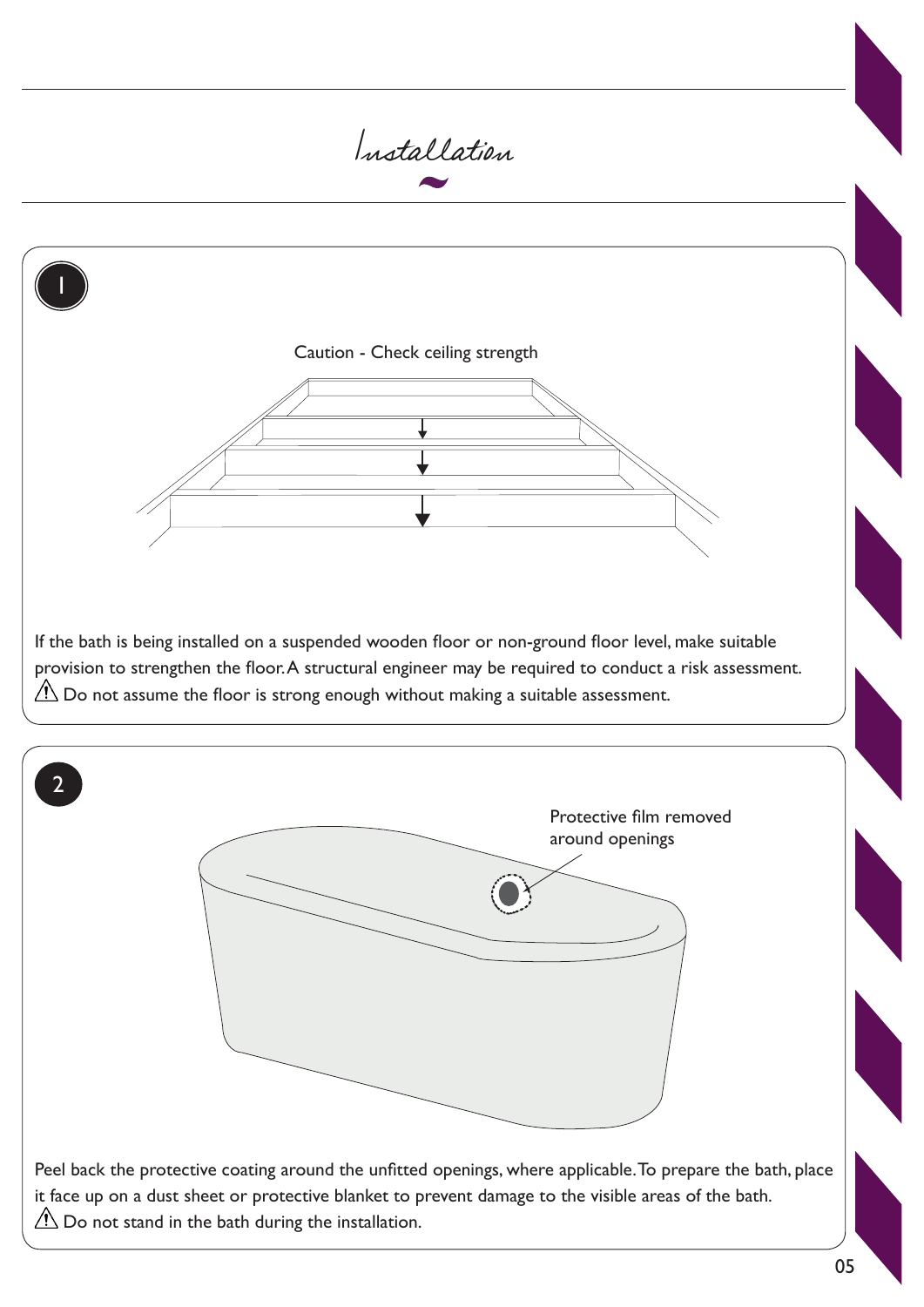# Installation

**1**

Caution - Check ceiling strength

If the bath is being installed on a suspended wooden floor or non-ground floor level, make suitable provision to strengthen the floor. A structural engineer may be required to conduct a risk assessment.

⚠ Do not assume the floor is strong enough without making a suitable assessment.

**2**

Protective film removed around openings

Peel back the protective coating around the unfitted openings, where applicable. To prepare the bath, place it face up on a dust sheet or protective blanket to prevent damage to the visible areas of the bath.

⚠ Do not stand in the bath during the installation.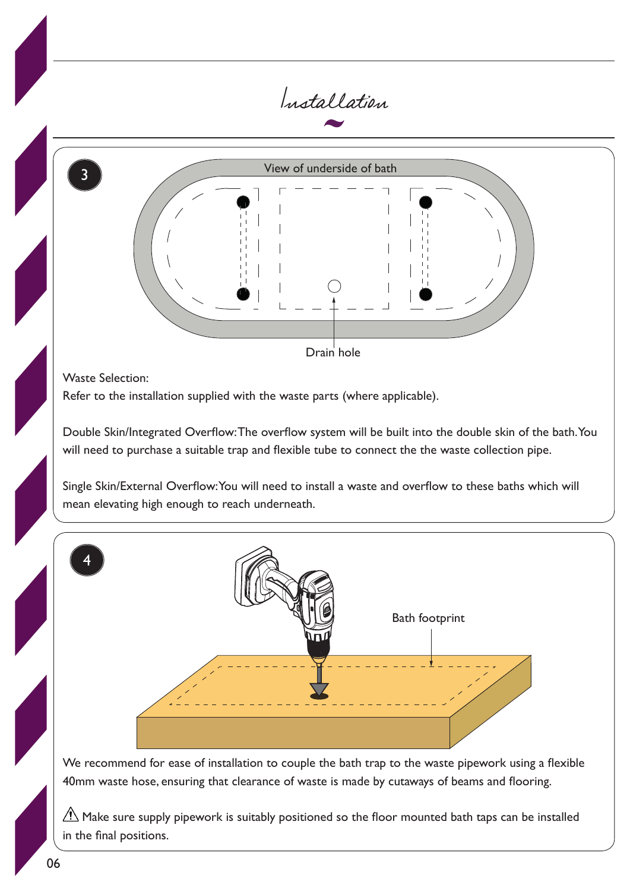# Installation

3

View of underside of bath

Drain hole

Waste Selection:
Refer to the installation supplied with the waste parts (where applicable).

Double Skin/Integrated Overflow: The overflow system will be built into the double skin of the bath. You will need to purchase a suitable trap and flexible tube to connect the the waste collection pipe.

Single Skin/External Overflow: You will need to install a waste and overflow to these baths which will mean elevating high enough to reach underneath.

4

Bath footprint

We recommend for ease of installation to couple the bath trap to the waste pipework using a flexible 40mm waste hose, ensuring that clearance of waste is made by cutaways of beams and flooring.

⚠ Make sure supply pipework is suitably positioned so the floor mounted bath taps can be installed in the final positions.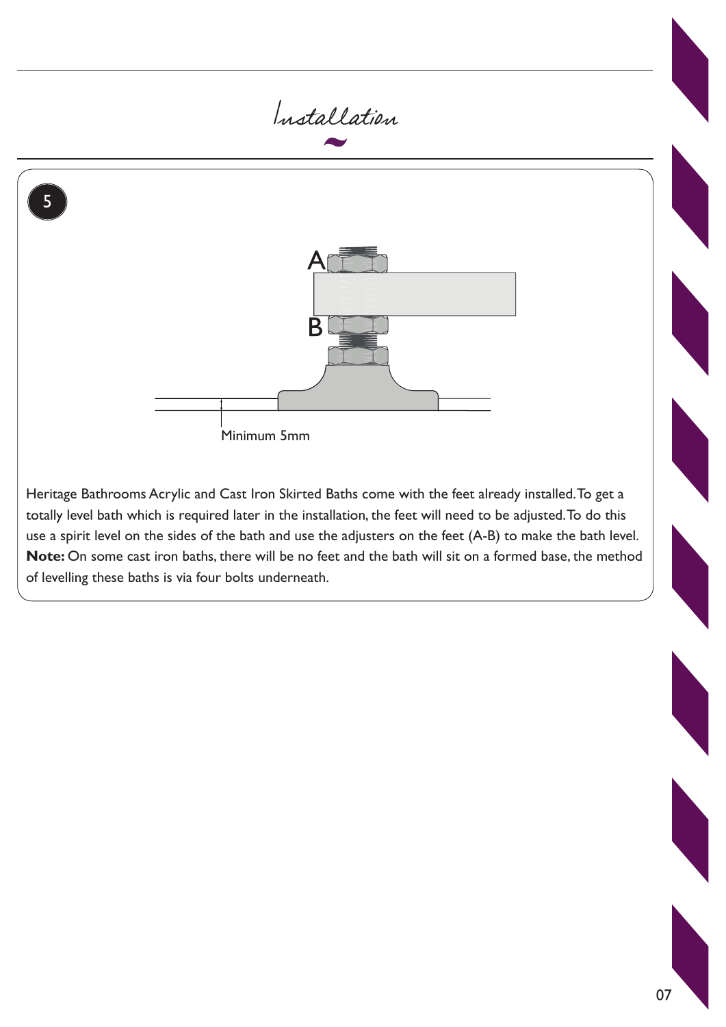# Installation

5

A

B

Minimum 5mm

Heritage Bathrooms Acrylic and Cast Iron Skirted Baths come with the feet already installed. To get a totally level bath which is required later in the installation, the feet will need to be adjusted. To do this use a spirit level on the sides of the bath and use the adjusters on the feet (A-B) to make the bath level. **Note:** On some cast iron baths, there will be no feet and the bath will sit on a formed base, the method of levelling these baths is via four bolts underneath.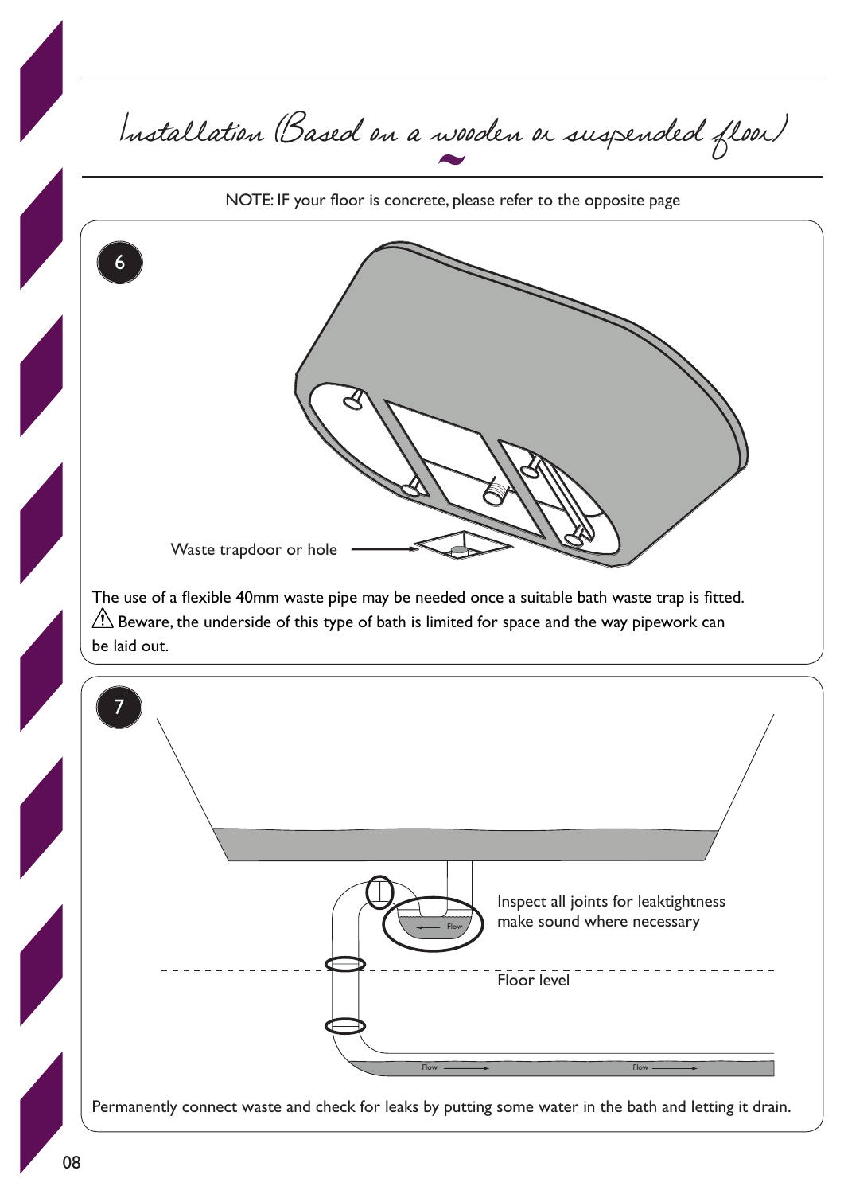# Installation (Based on a wooden or suspended floor)

NOTE: IF your floor is concrete, please refer to the opposite page

**6**

Waste trapdoor or hole

The use of a flexible 40mm waste pipe may be needed once a suitable bath waste trap is fitted.
⚠ Beware, the underside of this type of bath is limited for space and the way pipework can be laid out.

**7**

Inspect all joints for leaktightness make sound where necessary

Flow

Floor level

Flow

Flow

Permanently connect waste and check for leaks by putting some water in the bath and letting it drain.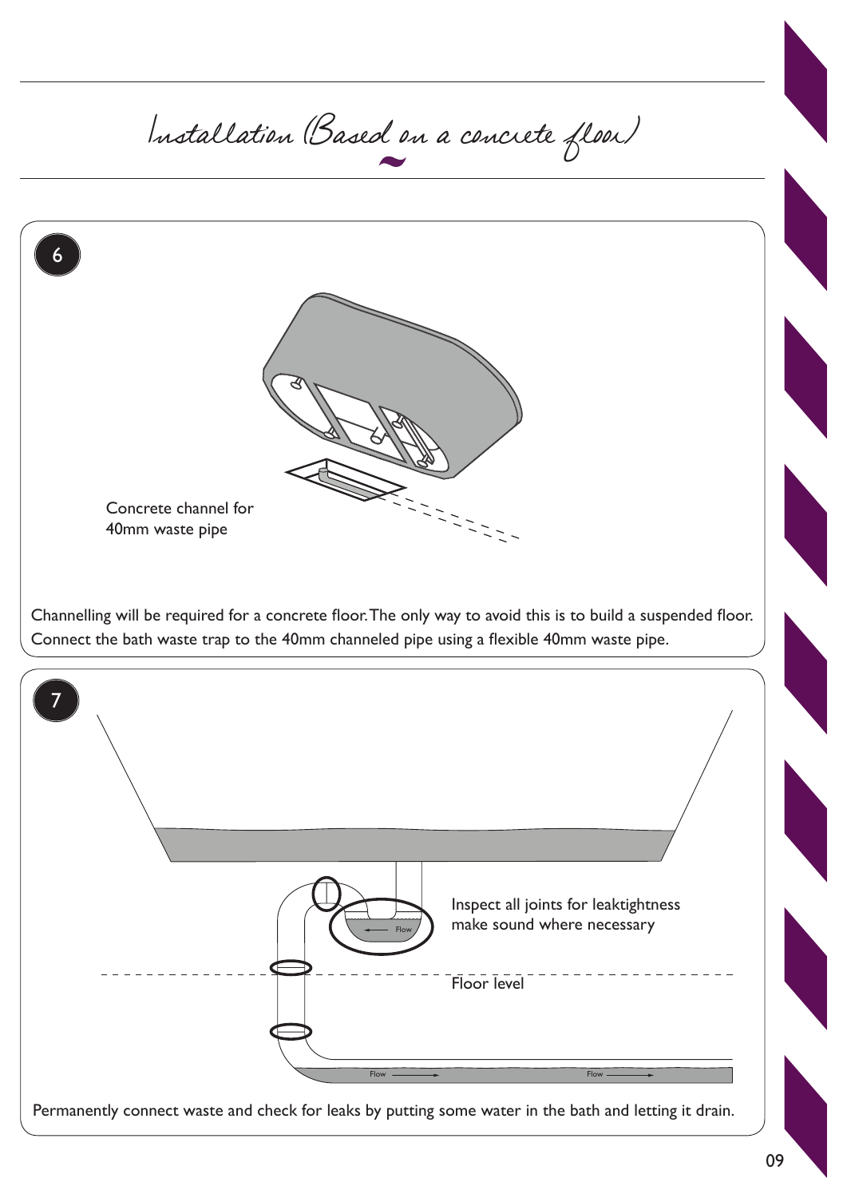# Installation (Based on a concrete floor)

## 6

Concrete channel for 40mm waste pipe

Channelling will be required for a concrete floor. The only way to avoid this is to build a suspended floor. Connect the bath waste trap to the 40mm channeled pipe using a flexible 40mm waste pipe.

## 7

Inspect all joints for leaktightness make sound where necessary

Floor level

Flow

Permanently connect waste and check for leaks by putting some water in the bath and letting it drain.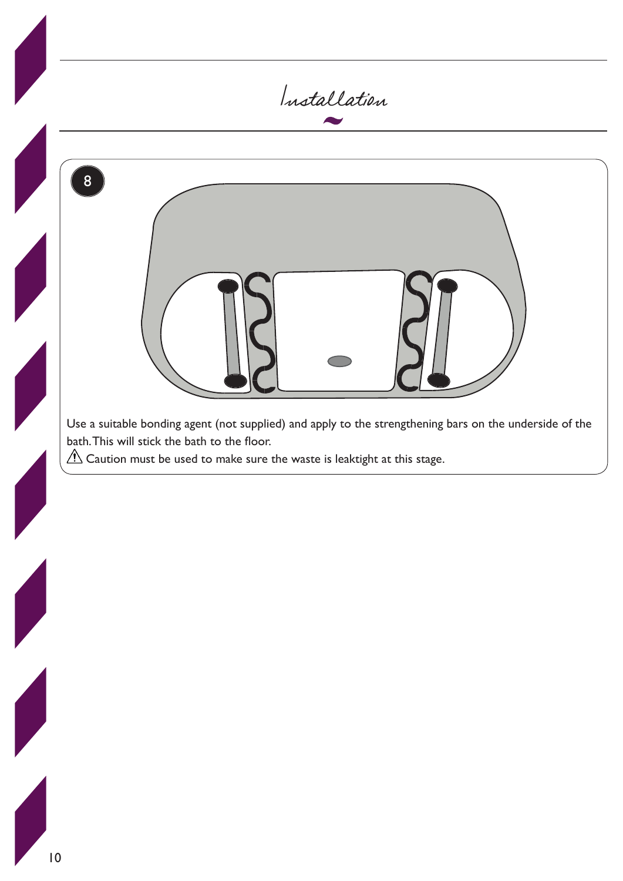# Installation

8

Use a suitable bonding agent (not supplied) and apply to the strengthening bars on the underside of the bath. This will stick the bath to the floor.

⚠ Caution must be used to make sure the waste is leaktight at this stage.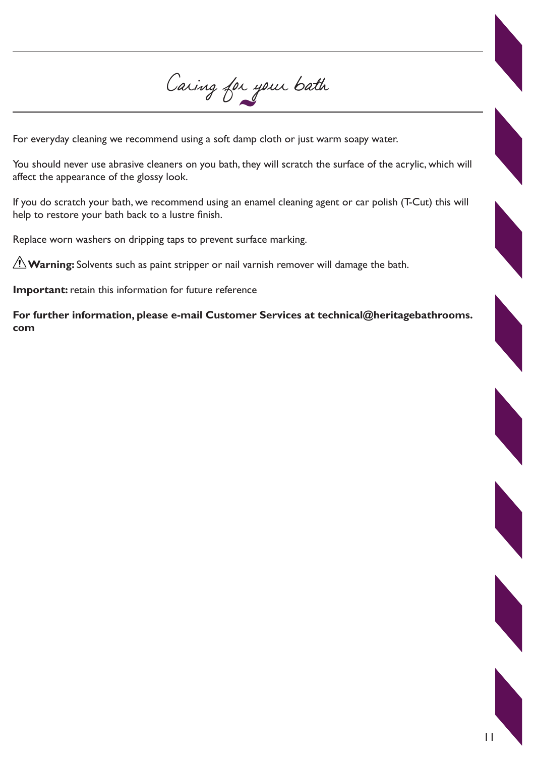# Caring for your bath

For everyday cleaning we recommend using a soft damp cloth or just warm soapy water.

You should never use abrasive cleaners on you bath, they will scratch the surface of the acrylic, which will affect the appearance of the glossy look.

If you do scratch your bath, we recommend using an enamel cleaning agent or car polish (T-Cut) this will help to restore your bath back to a lustre finish.

Replace worn washers on dripping taps to prevent surface marking.

⚠ **Warning:** Solvents such as paint stripper or nail varnish remover will damage the bath.

**Important:** retain this information for future reference

**For further information, please e-mail Customer Services at technical@heritagebathrooms.com**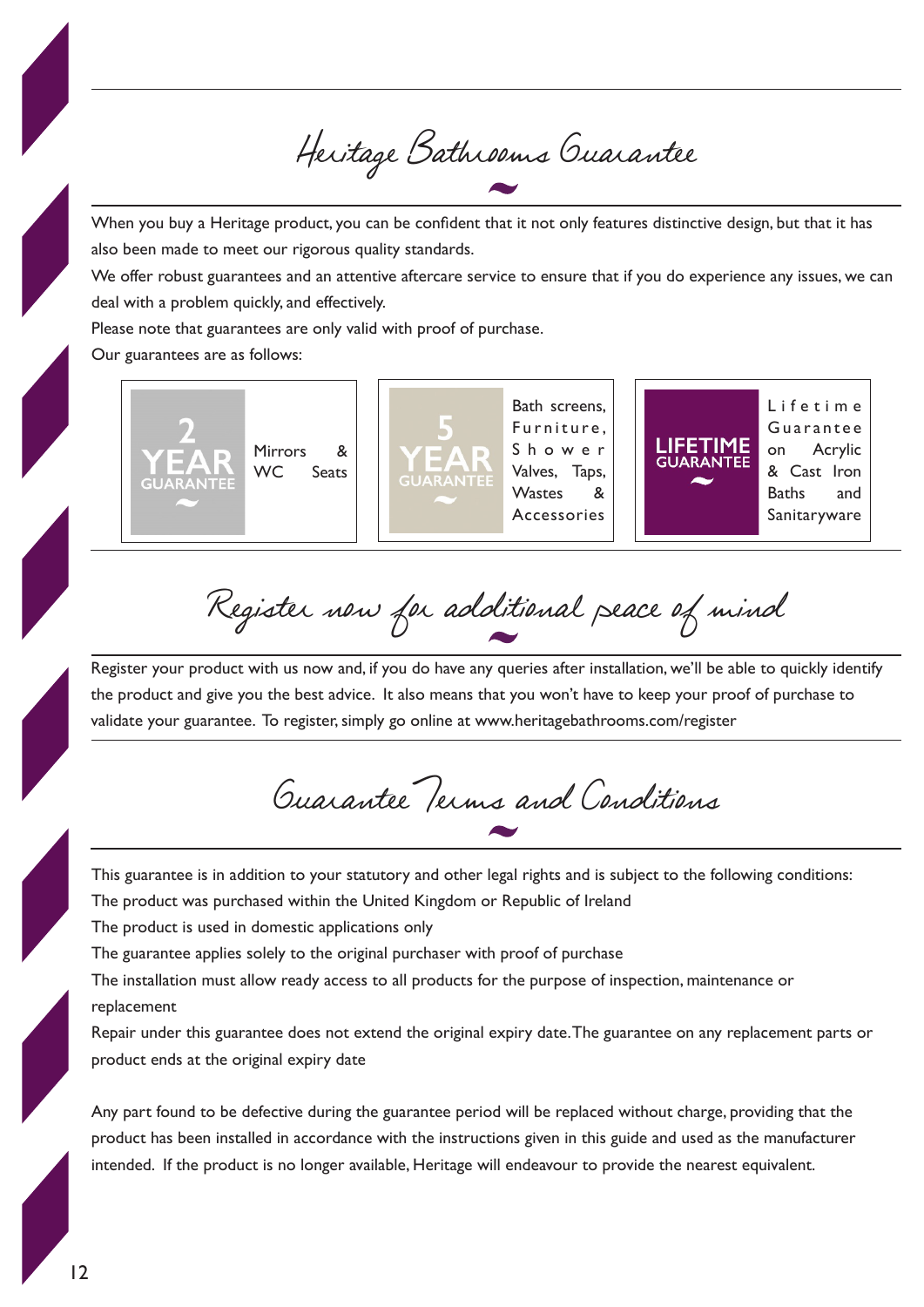# Heritage Bathrooms Guarantee

When you buy a Heritage product, you can be confident that it not only features distinctive design, but that it has also been made to meet our rigorous quality standards.

We offer robust guarantees and an attentive aftercare service to ensure that if you do experience any issues, we can deal with a problem quickly, and effectively.

Please note that guarantees are only valid with proof of purchase.

Our guarantees are as follows:

| Guarantee | Products |
| --- | --- |
| 2 YEAR GUARANTEE | Mirrors & WC Seats |
| 5 YEAR GUARANTEE | Bath screens, Furniture, Shower Valves, Taps, Wastes & Accessories |
| LIFETIME GUARANTEE | Lifetime Guarantee on Acrylic & Cast Iron Baths and Sanitaryware |

# Register now for additional peace of mind

Register your product with us now and, if you do have any queries after installation, we'll be able to quickly identify the product and give you the best advice. It also means that you won't have to keep your proof of purchase to validate your guarantee. To register, simply go online at www.heritagebathrooms.com/register

# Guarantee Terms and Conditions

This guarantee is in addition to your statutory and other legal rights and is subject to the following conditions:

The product was purchased within the United Kingdom or Republic of Ireland

The product is used in domestic applications only

The guarantee applies solely to the original purchaser with proof of purchase

The installation must allow ready access to all products for the purpose of inspection, maintenance or replacement

Repair under this guarantee does not extend the original expiry date. The guarantee on any replacement parts or product ends at the original expiry date

Any part found to be defective during the guarantee period will be replaced without charge, providing that the product has been installed in accordance with the instructions given in this guide and used as the manufacturer intended. If the product is no longer available, Heritage will endeavour to provide the nearest equivalent.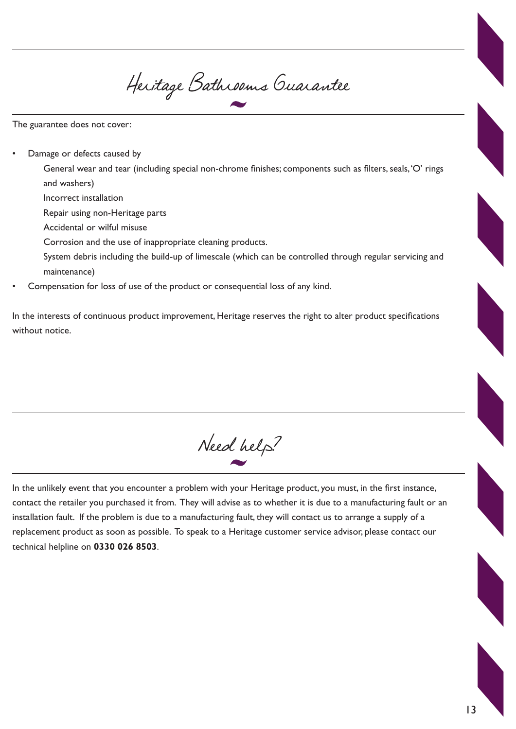# Heritage Bathrooms Guarantee

The guarantee does not cover:

- Damage or defects caused by
  - General wear and tear (including special non-chrome finishes; components such as filters, seals, 'O' rings and washers)
  - Incorrect installation
  - Repair using non-Heritage parts
  - Accidental or wilful misuse
  - Corrosion and the use of inappropriate cleaning products.
  - System debris including the build-up of limescale (which can be controlled through regular servicing and maintenance)
- Compensation for loss of use of the product or consequential loss of any kind.

In the interests of continuous product improvement, Heritage reserves the right to alter product specifications without notice.

# Need help?

In the unlikely event that you encounter a problem with your Heritage product, you must, in the first instance, contact the retailer you purchased it from. They will advise as to whether it is due to a manufacturing fault or an installation fault. If the problem is due to a manufacturing fault, they will contact us to arrange a supply of a replacement product as soon as possible. To speak to a Heritage customer service advisor, please contact our technical helpline on **0330 026 8503**.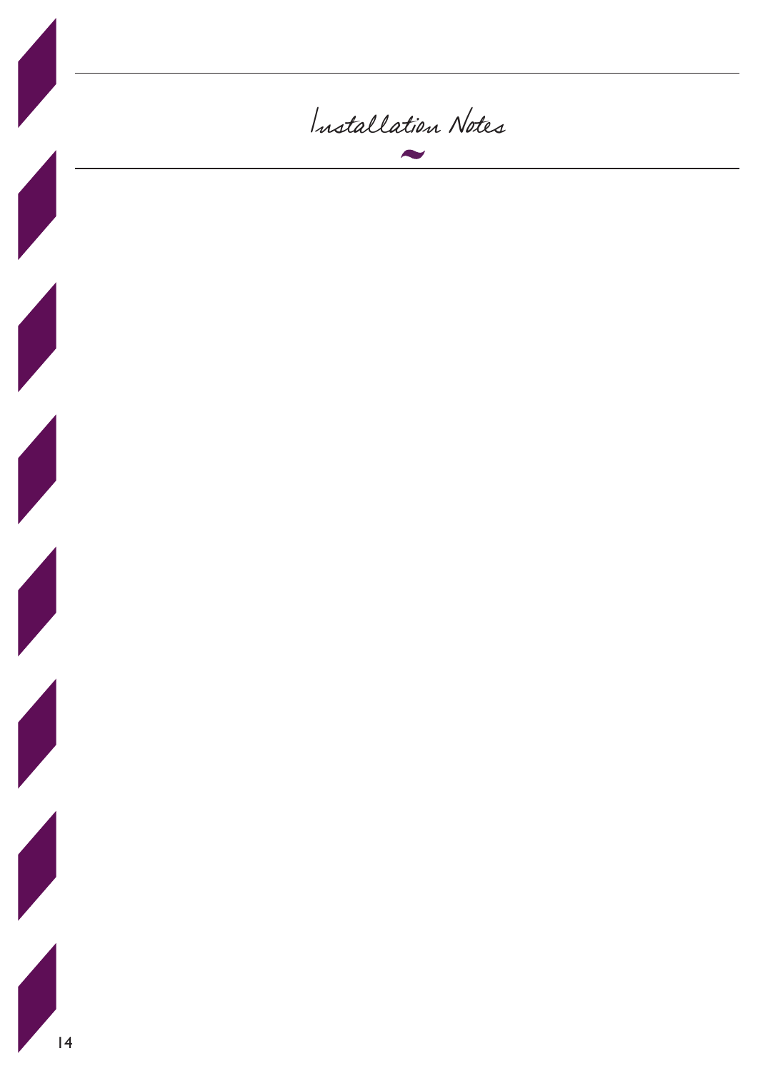# Installation Notes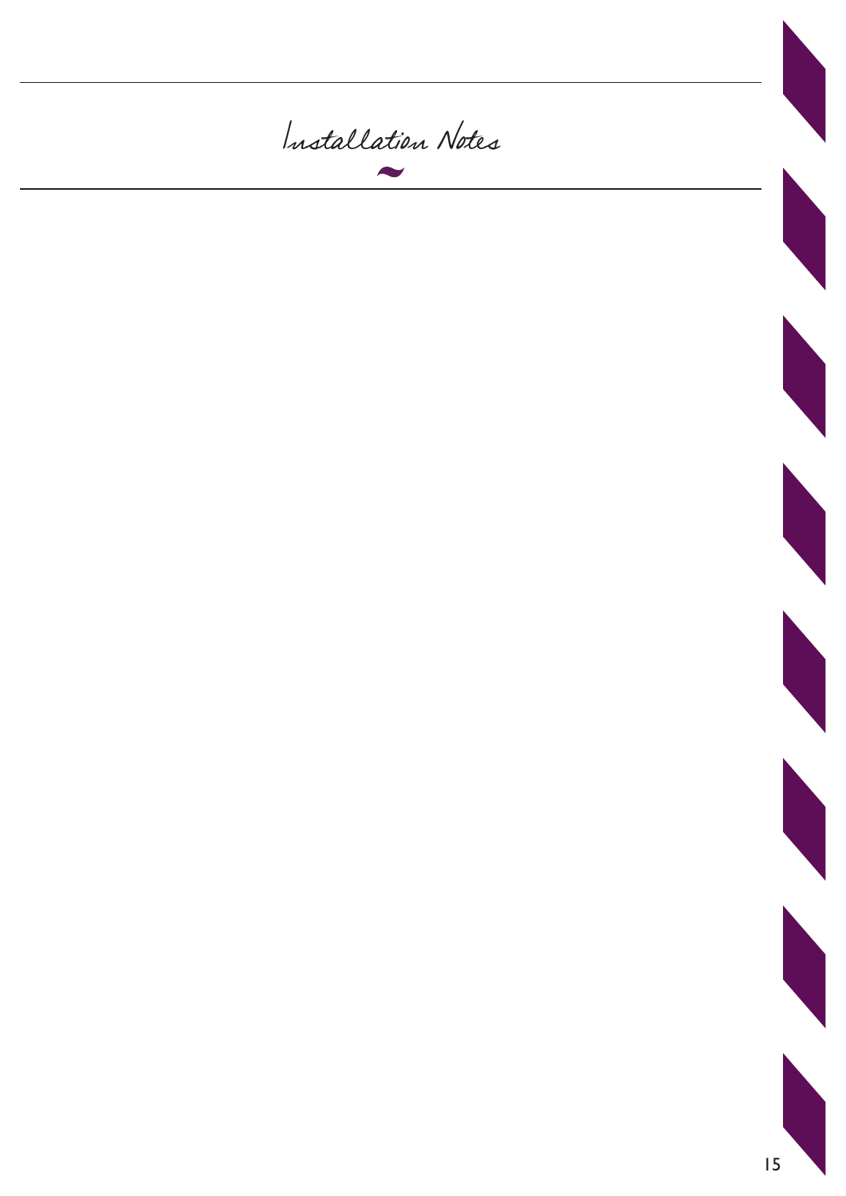# Installation Notes

~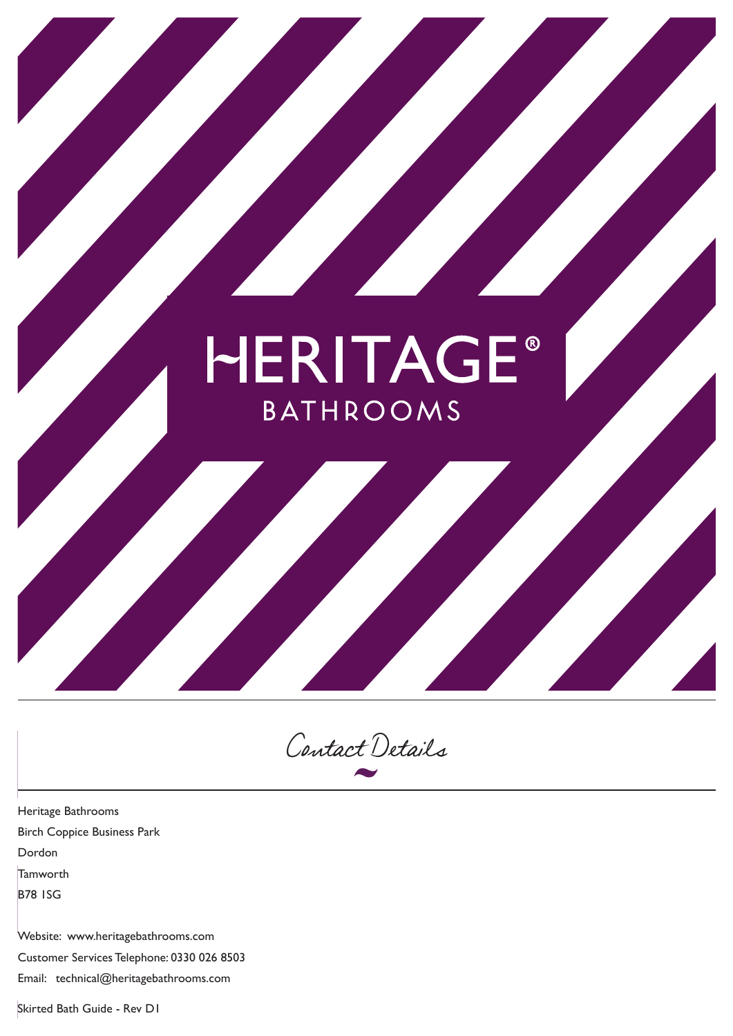# HERITAGE®
## BATHROOMS

## Contact Details

Heritage Bathrooms
Birch Coppice Business Park
Dordon
Tamworth
B78 1SG

Website: www.heritagebathrooms.com
Customer Services Telephone: 0330 026 8503
Email: technical@heritagebathrooms.com

Skirted Bath Guide - Rev D1